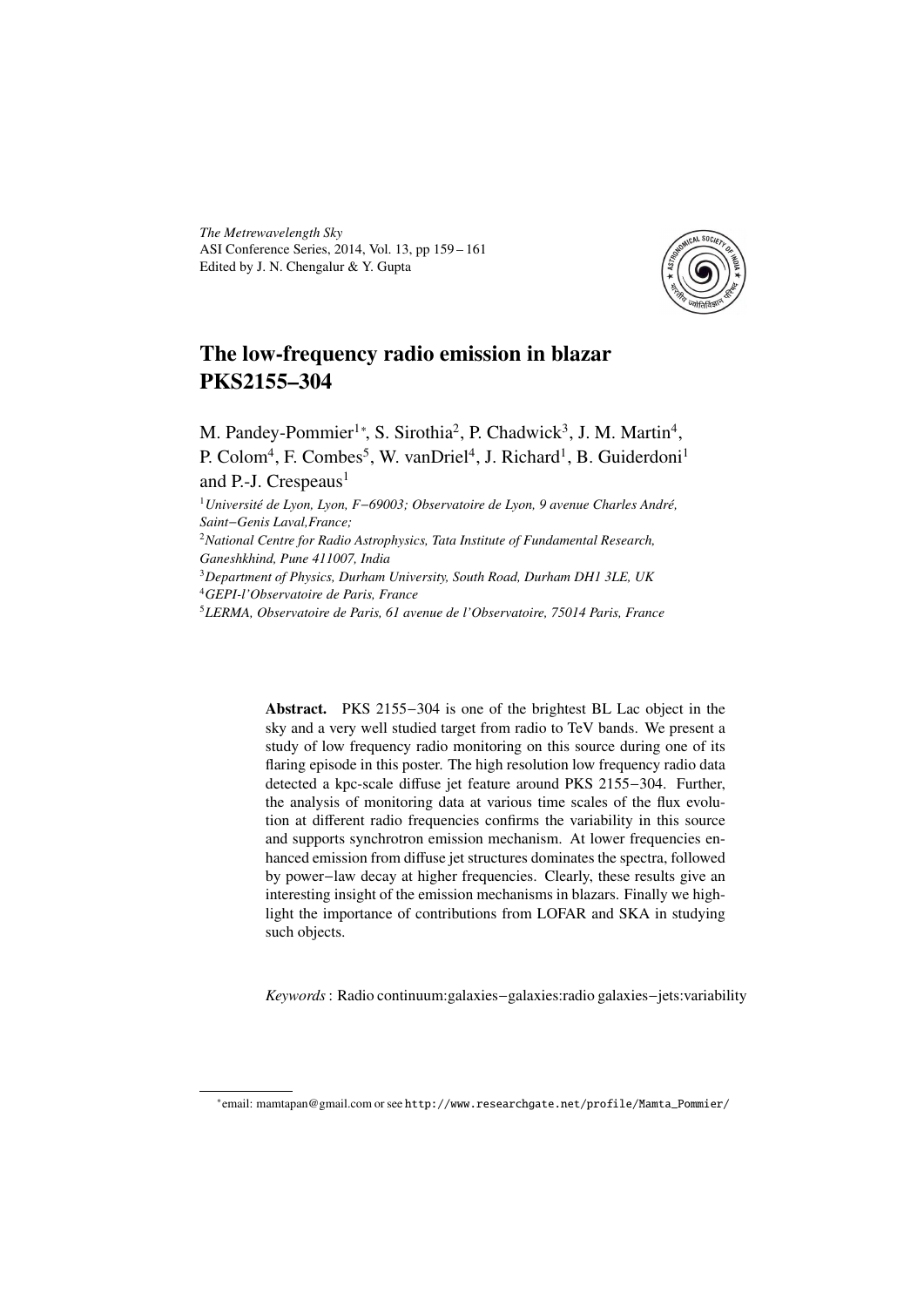# The low-frequency radio emission in blazar PKS2155–304

M. Pandey-Pommier[1*], S. Sirothia[2], P. Chadwick[3], J. M. Martin[4], P. Colom[4], F. Combes[5], W. vanDriel[4], J. Richard[1], B. Guiderdoni[1] and P.-J. Crespeaus[1]

[1]*Université de Lyon, Lyon, F−69003; Observatoire de Lyon, 9 avenue Charles André, Saint−Genis Laval,France;*
[2]*National Centre for Radio Astrophysics, Tata Institute of Fundamental Research, Ganeshkhind, Pune 411007, India*
[3]*Department of Physics, Durham University, South Road, Durham DH1 3LE, UK*
[4]*GEPI-l'Observatoire de Paris, France*
[5]*LERMA, Observatoire de Paris, 61 avenue de l'Observatoire, 75014 Paris, France*

**Abstract.** PKS 2155−304 is one of the brightest BL Lac object in the sky and a very well studied target from radio to TeV bands. We present a study of low frequency radio monitoring on this source during one of its flaring episode in this poster. The high resolution low frequency radio data detected a kpc-scale diffuse jet feature around PKS 2155−304. Further, the analysis of monitoring data at various time scales of the flux evolution at different radio frequencies confirms the variability in this source and supports synchrotron emission mechanism. At lower frequencies enhanced emission from diffuse jet structures dominates the spectra, followed by power−law decay at higher frequencies. Clearly, these results give an interesting insight of the emission mechanisms in blazars. Finally we highlight the importance of contributions from LOFAR and SKA in studying such objects.

*Keywords* : Radio continuum:galaxies−galaxies:radio galaxies−jets:variability

---

*email: mamtapan@gmail.com or see http://www.researchgate.net/profile/Mamta_Pommier/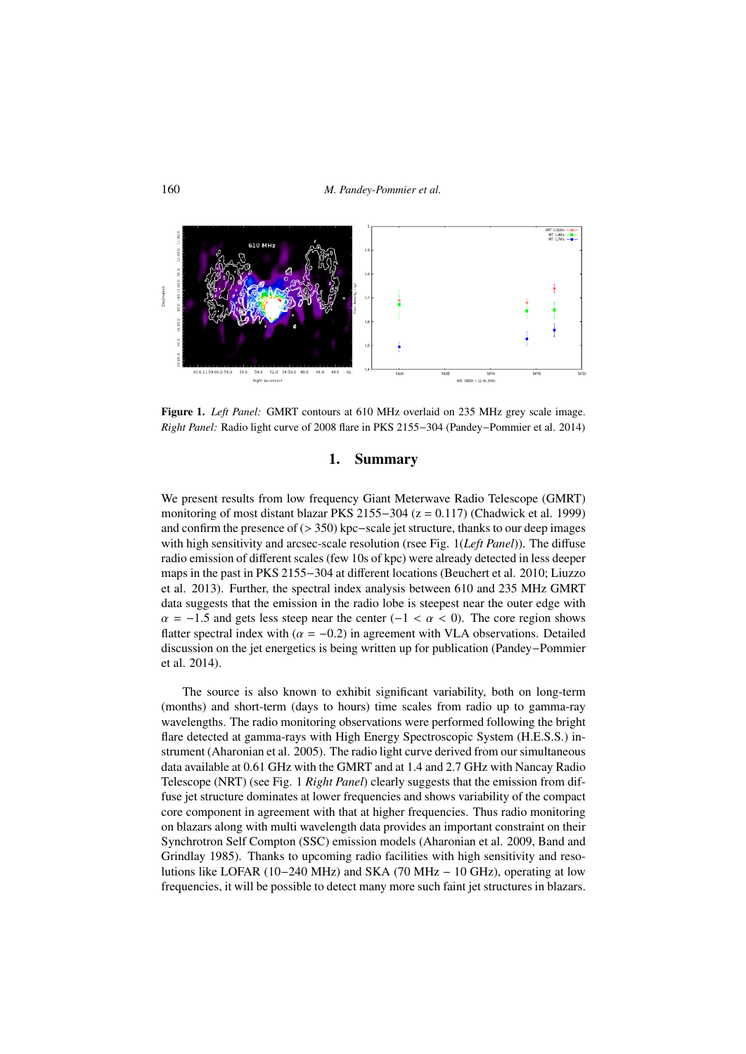**Figure 1.** *Left Panel:* GMRT contours at 610 MHz overlaid on 235 MHz grey scale image. *Right Panel:* Radio light curve of 2008 flare in PKS 2155−304 (Pandey−Pommier et al. 2014)

## 1. Summary

We present results from low frequency Giant Meterwave Radio Telescope (GMRT) monitoring of most distant blazar PKS 2155−304 (z = 0.117) (Chadwick et al. 1999) and confirm the presence of (> 350) kpc−scale jet structure, thanks to our deep images with high sensitivity and arcsec-scale resolution (rsee Fig. 1(*Left Panel*)). The diffuse radio emission of different scales (few 10s of kpc) were already detected in less deeper maps in the past in PKS 2155−304 at different locations (Beuchert et al. 2010; Liuzzo et al. 2013). Further, the spectral index analysis between 610 and 235 MHz GMRT data suggests that the emission in the radio lobe is steepest near the outer edge with $\alpha = -1.5$ and gets less steep near the center ($-1 < \alpha < 0$). The core region shows flatter spectral index with ($\alpha = -0.2$) in agreement with VLA observations. Detailed discussion on the jet energetics is being written up for publication (Pandey−Pommier et al. 2014).

The source is also known to exhibit significant variability, both on long-term (months) and short-term (days to hours) time scales from radio up to gamma-ray wavelengths. The radio monitoring observations were performed following the bright flare detected at gamma-rays with High Energy Spectroscopic System (H.E.S.S.) instrument (Aharonian et al. 2005). The radio light curve derived from our simultaneous data available at 0.61 GHz with the GMRT and at 1.4 and 2.7 GHz with Nancay Radio Telescope (NRT) (see Fig. 1 *Right Panel*) clearly suggests that the emission from diffuse jet structure dominates at lower frequencies and shows variability of the compact core component in agreement with that at higher frequencies. Thus radio monitoring on blazars along with multi wavelength data provides an important constraint on their Synchrotron Self Compton (SSC) emission models (Aharonian et al. 2009, Band and Grindlay 1985). Thanks to upcoming radio facilities with high sensitivity and resolutions like LOFAR (10−240 MHz) and SKA (70 MHz − 10 GHz), operating at low frequencies, it will be possible to detect many more such faint jet structures in blazars.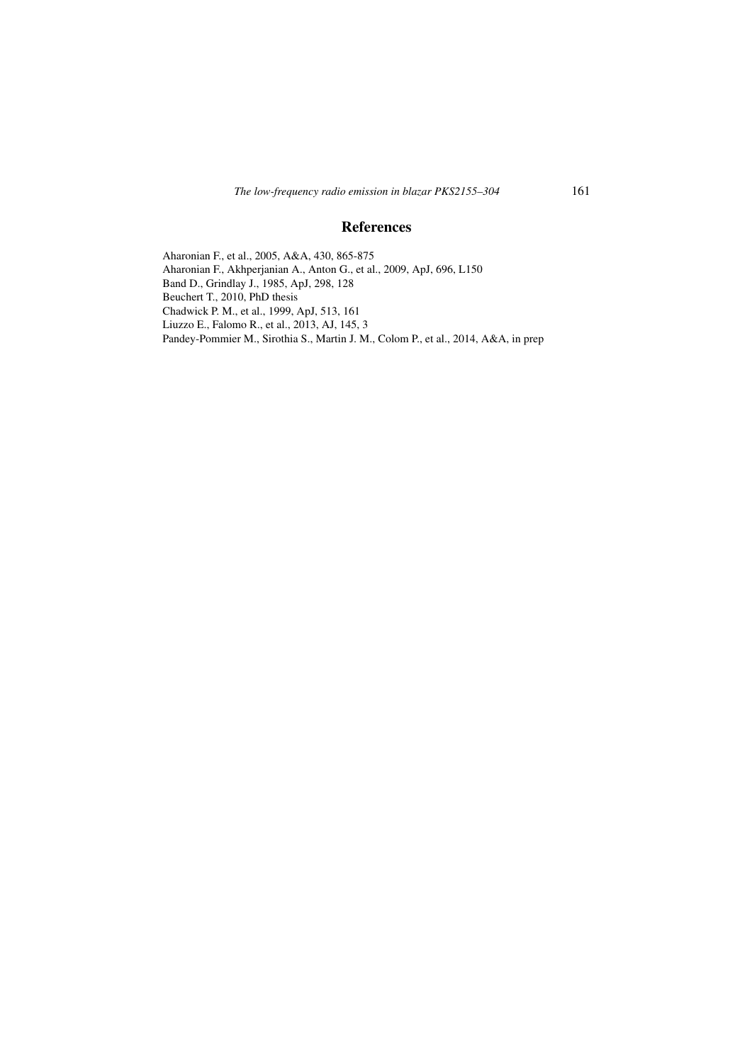## References

Aharonian F., et al., 2005, A&A, 430, 865-875
Aharonian F., Akhperjanian A., Anton G., et al., 2009, ApJ, 696, L150
Band D., Grindlay J., 1985, ApJ, 298, 128
Beuchert T., 2010, PhD thesis
Chadwick P. M., et al., 1999, ApJ, 513, 161
Liuzzo E., Falomo R., et al., 2013, AJ, 145, 3
Pandey-Pommier M., Sirothia S., Martin J. M., Colom P., et al., 2014, A&A, in prep